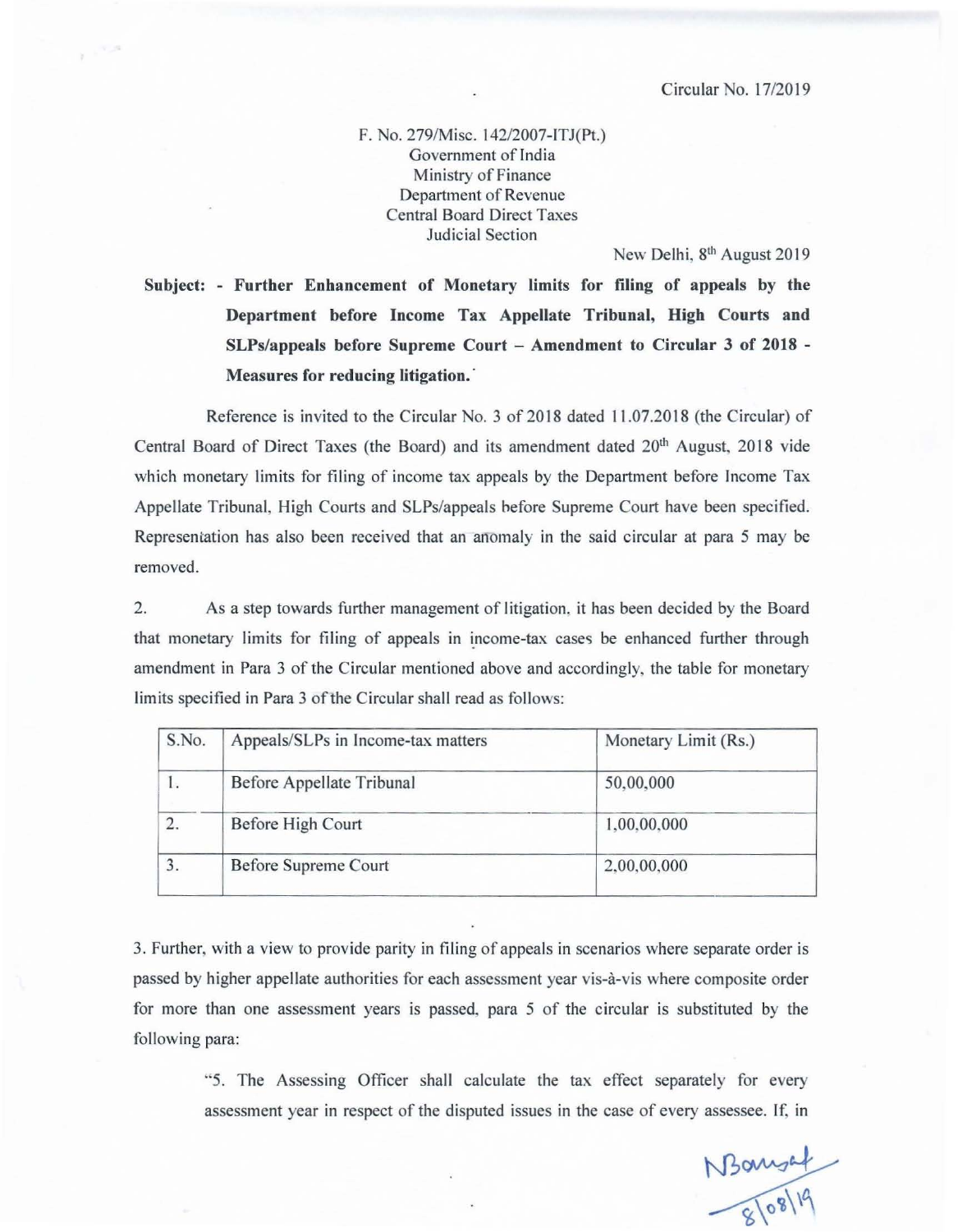Circular No. 17/2019

F. No. 279/Misc. 142/2007-ITJ(Pt.)
Government of India
Ministry of Finance
Department of Revenue
Central Board Direct Taxes
Judicial Section

New Delhi, 8th August 2019

**Subject: - Further Enhancement of Monetary limits for filing of appeals by the Department before Income Tax Appellate Tribunal, High Courts and SLPs/appeals before Supreme Court – Amendment to Circular 3 of 2018 - Measures for reducing litigation.**

Reference is invited to the Circular No. 3 of 2018 dated 11.07.2018 (the Circular) of Central Board of Direct Taxes (the Board) and its amendment dated 20th August, 2018 vide which monetary limits for filing of income tax appeals by the Department before Income Tax Appellate Tribunal, High Courts and SLPs/appeals before Supreme Court have been specified. Representation has also been received that an anomaly in the said circular at para 5 may be removed.

2. As a step towards further management of litigation, it has been decided by the Board that monetary limits for filing of appeals in income-tax cases be enhanced further through amendment in Para 3 of the Circular mentioned above and accordingly, the table for monetary limits specified in Para 3 of the Circular shall read as follows:

| S.No. | Appeals/SLPs in Income-tax matters | Monetary Limit (Rs.) |
|---|---|---|
| 1. | Before Appellate Tribunal | 50,00,000 |
| 2. | Before High Court | 1,00,00,000 |
| 3. | Before Supreme Court | 2,00,00,000 |

3. Further, with a view to provide parity in filing of appeals in scenarios where separate order is passed by higher appellate authorities for each assessment year vis-à-vis where composite order for more than one assessment years is passed, para 5 of the circular is substituted by the following para:

> "5. The Assessing Officer shall calculate the tax effect separately for every assessment year in respect of the disputed issues in the case of every assessee. If, in

NBansal
8/08/19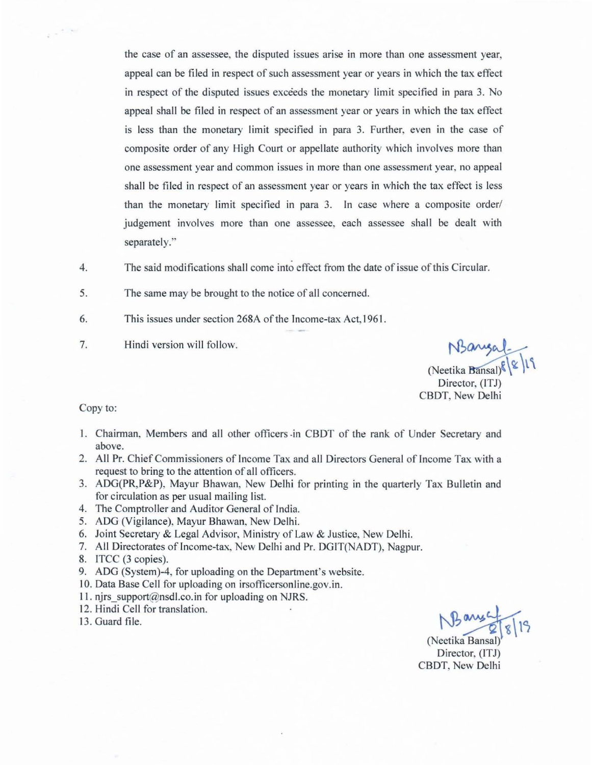the case of an assessee, the disputed issues arise in more than one assessment year, appeal can be filed in respect of such assessment year or years in which the tax effect in respect of the disputed issues exceeds the monetary limit specified in para 3. No appeal shall be filed in respect of an assessment year or years in which the tax effect is less than the monetary limit specified in para 3. Further, even in the case of composite order of any High Court or appellate authority which involves more than one assessment year and common issues in more than one assessment year, no appeal shall be filed in respect of an assessment year or years in which the tax effect is less than the monetary limit specified in para 3. In case where a composite order/ judgement involves more than one assessee, each assessee shall be dealt with separately."

4. The said modifications shall come into effect from the date of issue of this Circular.

5. The same may be brought to the notice of all concerned.

6. This issues under section 268A of the Income-tax Act,1961.

7. Hindi version will follow.

(Neetika Bansal) 8/8/19
Director, (ITJ)
CBDT, New Delhi

Copy to:

1. Chairman, Members and all other officers in CBDT of the rank of Under Secretary and above.
2. All Pr. Chief Commissioners of Income Tax and all Directors General of Income Tax with a request to bring to the attention of all officers.
3. ADG(PR,P&P), Mayur Bhawan, New Delhi for printing in the quarterly Tax Bulletin and for circulation as per usual mailing list.
4. The Comptroller and Auditor General of India.
5. ADG (Vigilance), Mayur Bhawan, New Delhi.
6. Joint Secretary & Legal Advisor, Ministry of Law & Justice, New Delhi.
7. All Directorates of Income-tax, New Delhi and Pr. DGIT(NADT), Nagpur.
8. ITCC (3 copies).
9. ADG (System)-4, for uploading on the Department's website.
10. Data Base Cell for uploading on irsofficersonline.gov.in.
11. njrs_support@nsdl.co.in for uploading on NJRS.
12. Hindi Cell for translation.
13. Guard file.

(Neetika Bansal) 8/8/19
Director, (ITJ)
CBDT, New Delhi